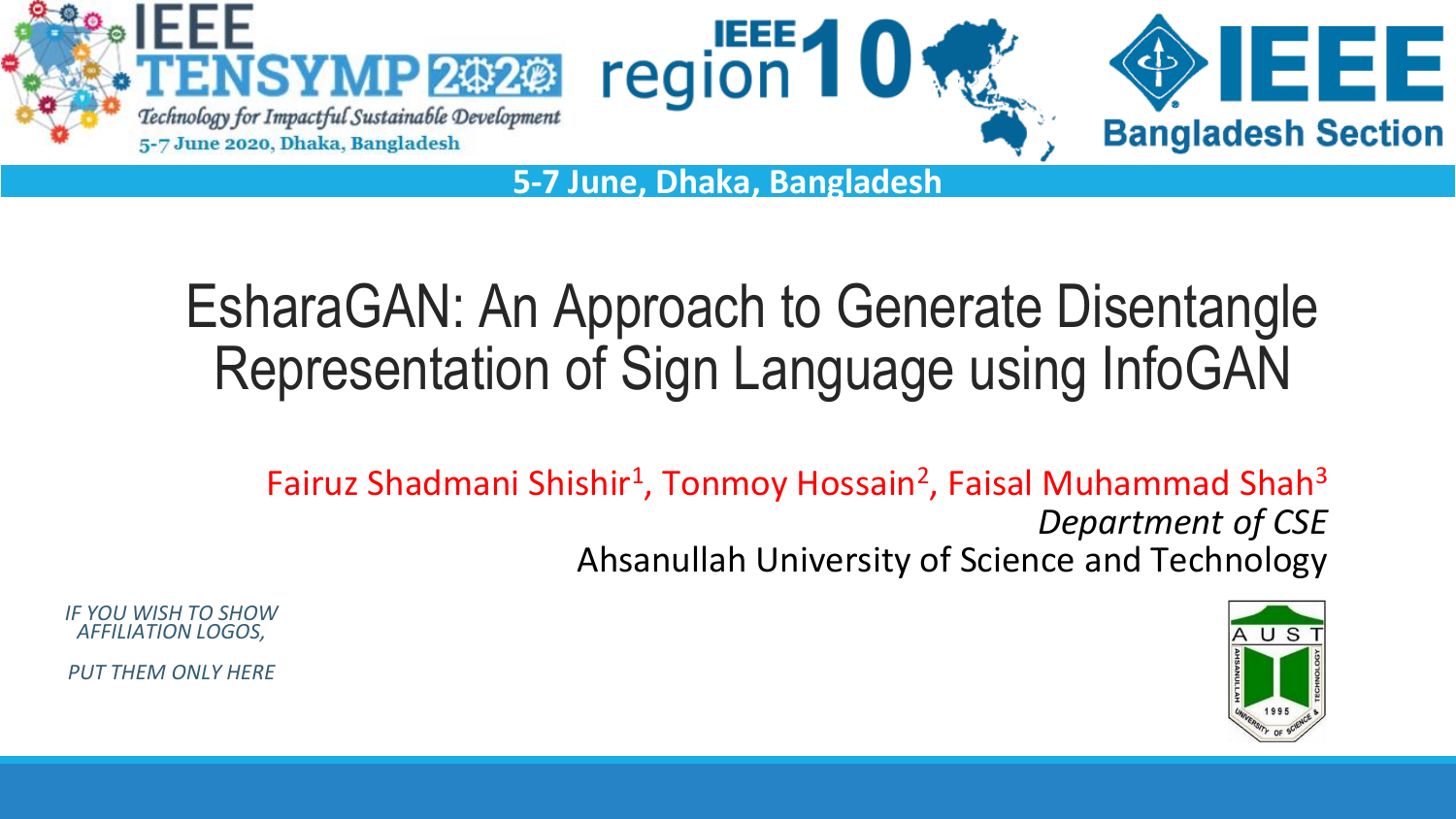5-7 June, Dhaka, Bangladesh

# EsharaGAN: An Approach to Generate Disentangle Representation of Sign Language using InfoGAN

Fairuz Shadmani Shishir[1], Tonmoy Hossain[2], Faisal Muhammad Shah[3]

*Department of CSE*

Ahsanullah University of Science and Technology

*IF YOU WISH TO SHOW AFFILIATION LOGOS,*

*PUT THEM ONLY HERE*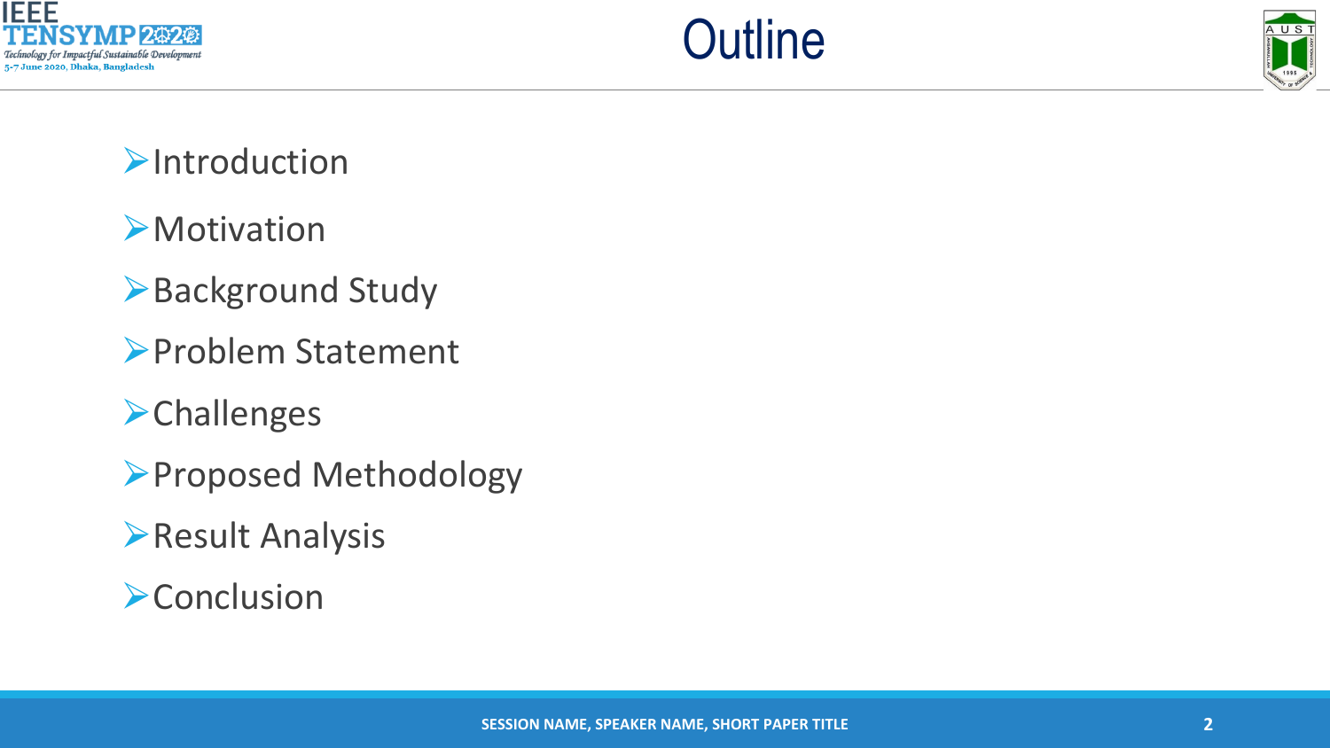# Outline

- Introduction
- Motivation
- Background Study
- Problem Statement
- Challenges
- Proposed Methodology
- Result Analysis
- Conclusion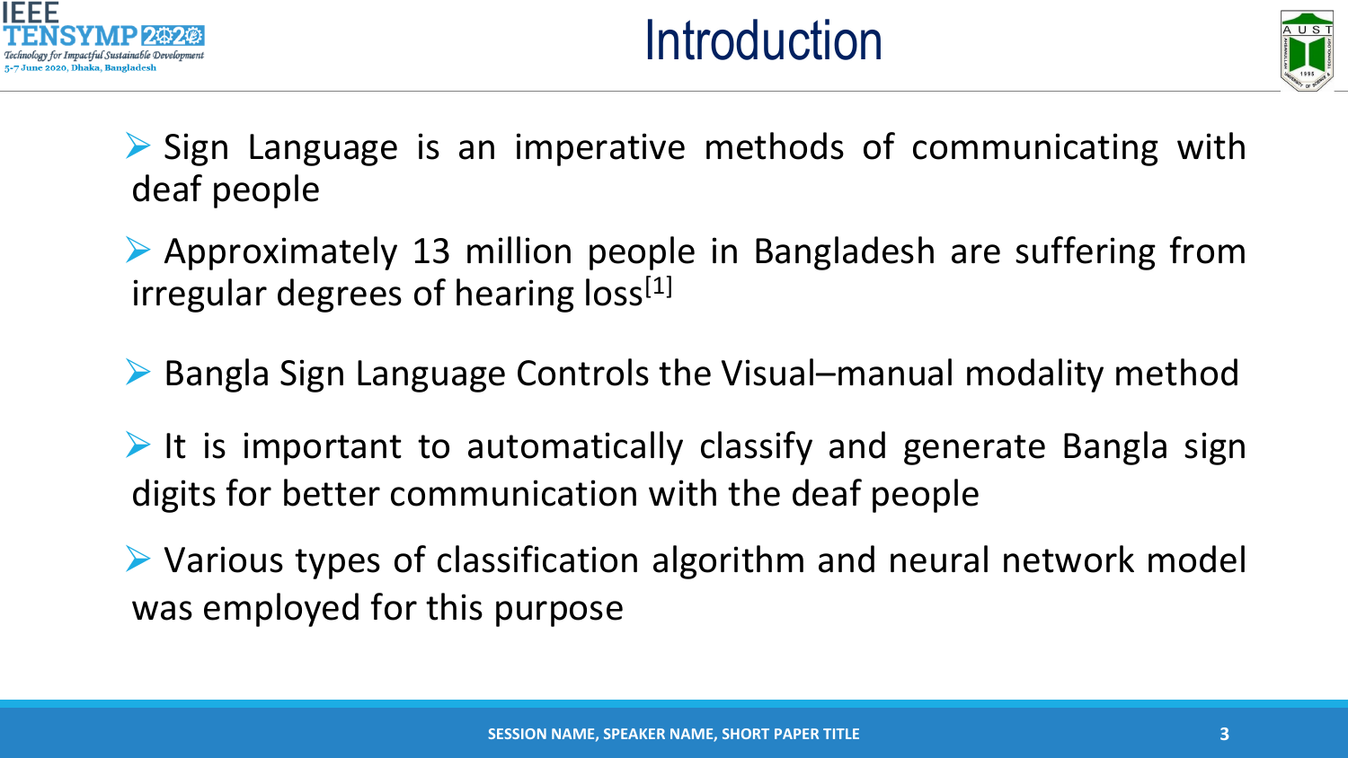# Introduction

- Sign Language is an imperative methods of communicating with deaf people
- Approximately 13 million people in Bangladesh are suffering from irregular degrees of hearing loss[1]
- Bangla Sign Language Controls the Visual–manual modality method
- It is important to automatically classify and generate Bangla sign digits for better communication with the deaf people
- Various types of classification algorithm and neural network model was employed for this purpose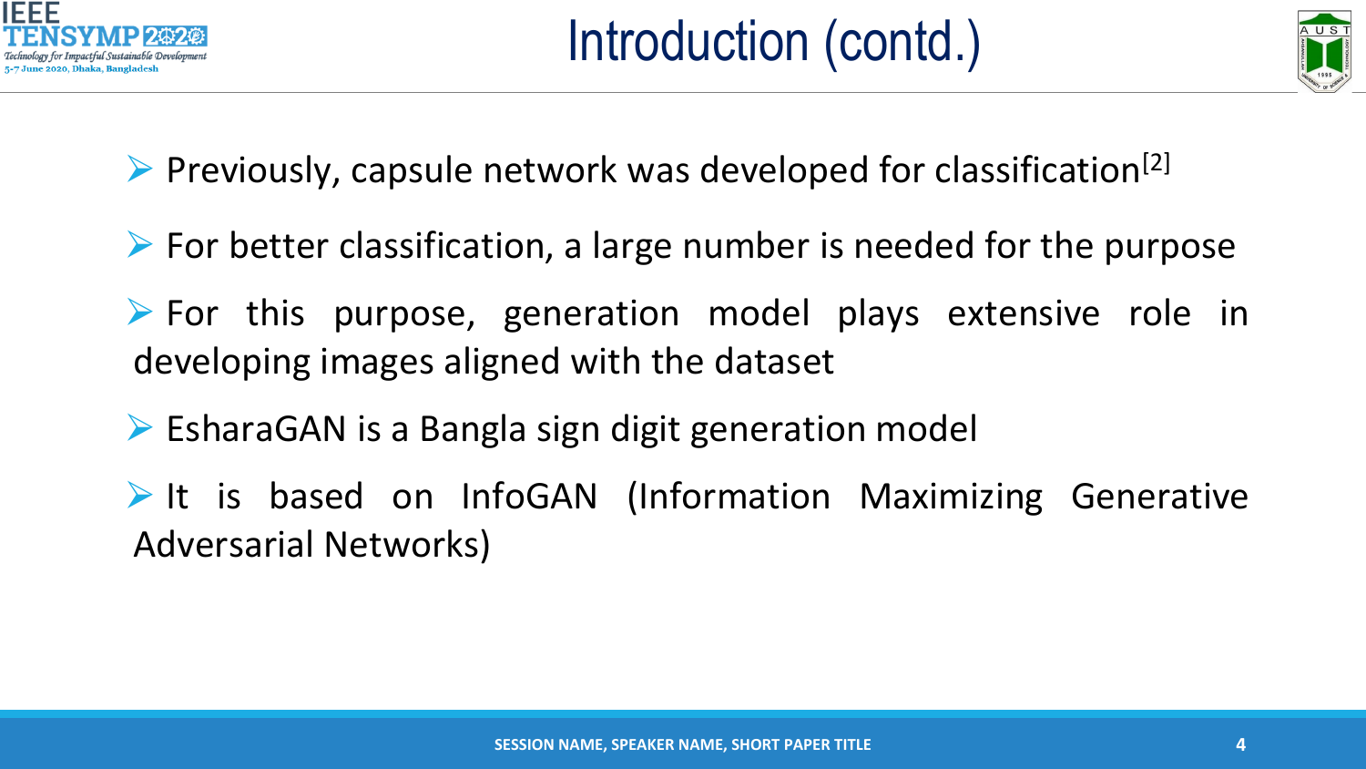# Introduction (contd.)

- Previously, capsule network was developed for classification[2]
- For better classification, a large number is needed for the purpose
- For this purpose, generation model plays extensive role in developing images aligned with the dataset
- EsharaGAN is a Bangla sign digit generation model
- It is based on InfoGAN (Information Maximizing Generative Adversarial Networks)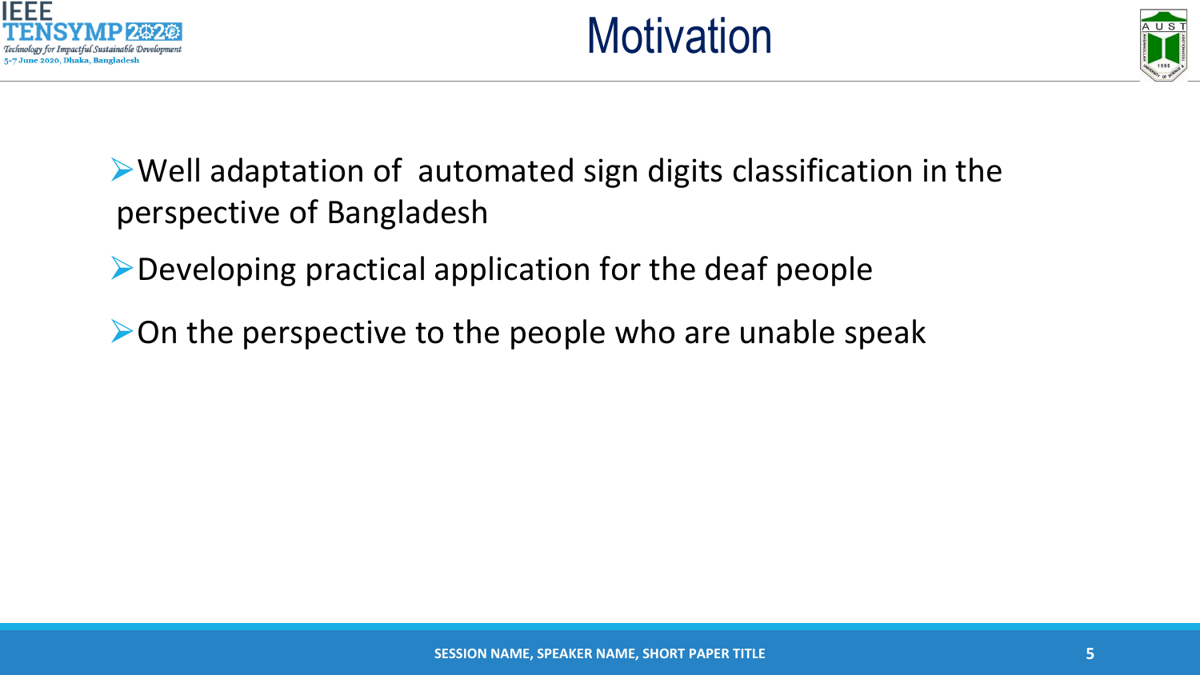# Motivation

- Well adaptation of automated sign digits classification in the perspective of Bangladesh
- Developing practical application for the deaf people
- On the perspective to the people who are unable speak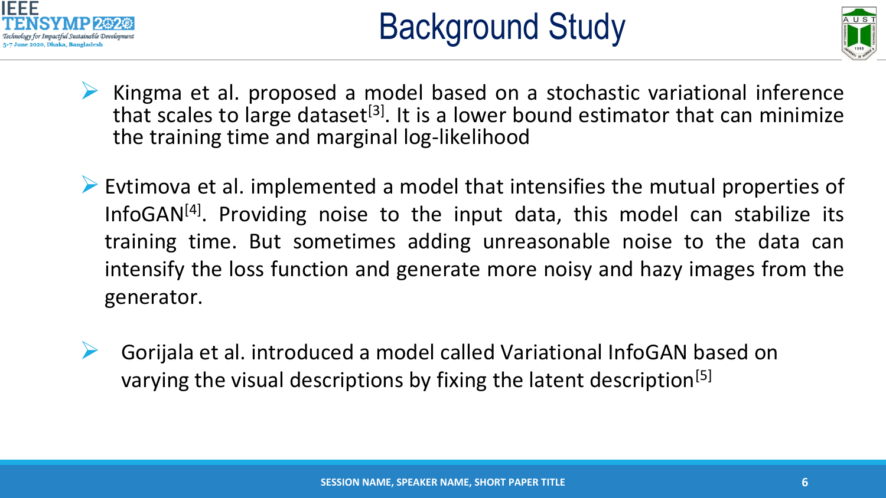# Background Study

- Kingma et al. proposed a model based on a stochastic variational inference that scales to large dataset[3]. It is a lower bound estimator that can minimize the training time and marginal log-likelihood
- Evtimova et al. implemented a model that intensifies the mutual properties of InfoGAN[4]. Providing noise to the input data, this model can stabilize its training time. But sometimes adding unreasonable noise to the data can intensify the loss function and generate more noisy and hazy images from the generator.
- Gorijala et al. introduced a model called Variational InfoGAN based on varying the visual descriptions by fixing the latent description[5]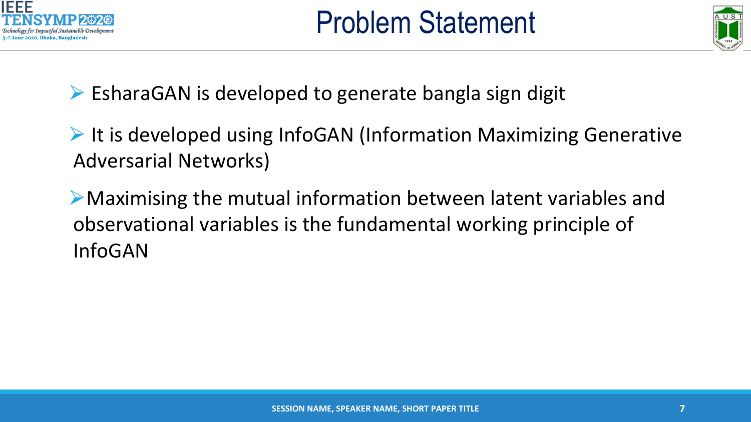# Problem Statement

- EsharaGAN is developed to generate bangla sign digit
- It is developed using InfoGAN (Information Maximizing Generative Adversarial Networks)
- Maximising the mutual information between latent variables and observational variables is the fundamental working principle of InfoGAN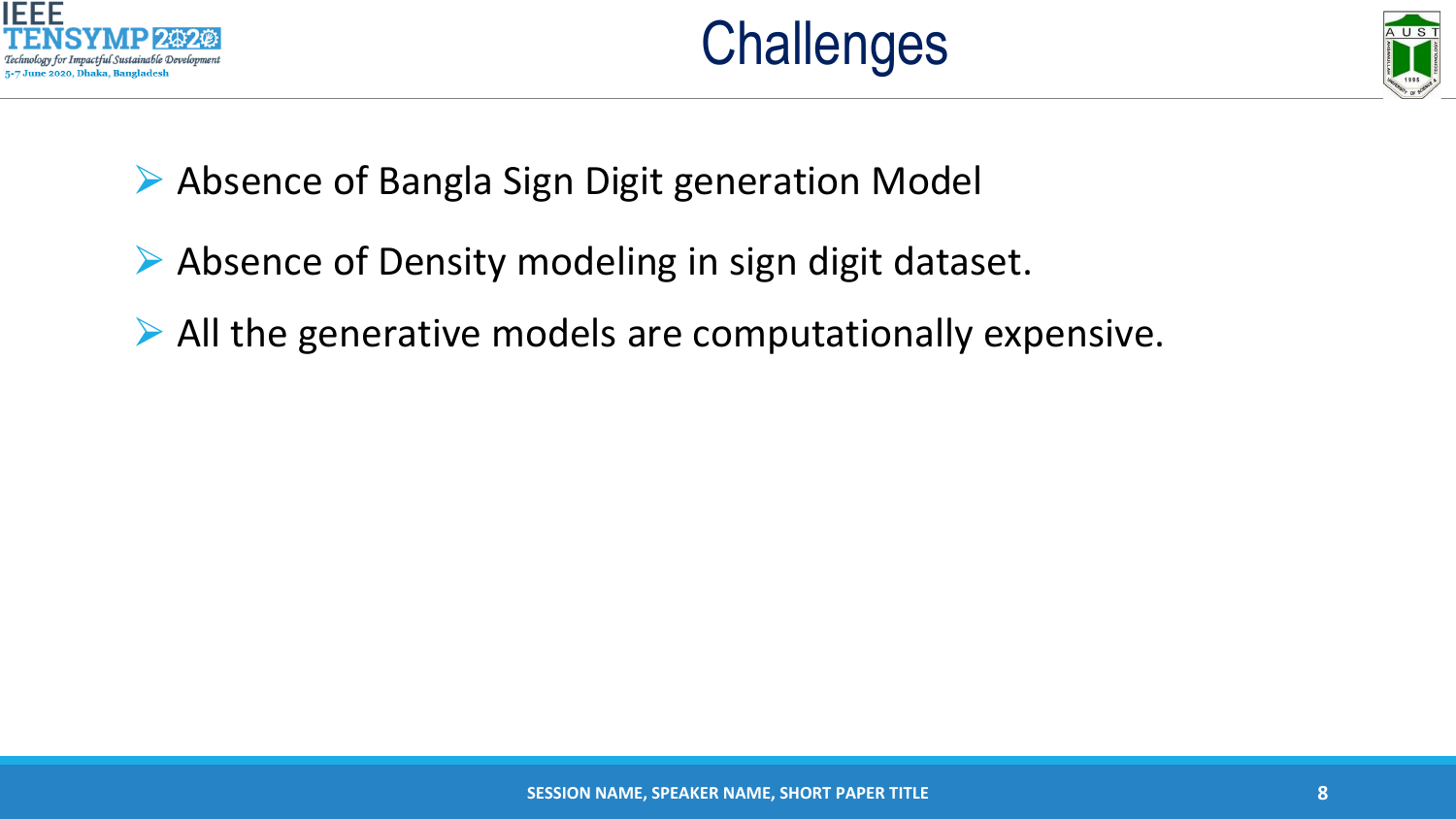# Challenges

- Absence of Bangla Sign Digit generation Model
- Absence of Density modeling in sign digit dataset.
- All the generative models are computationally expensive.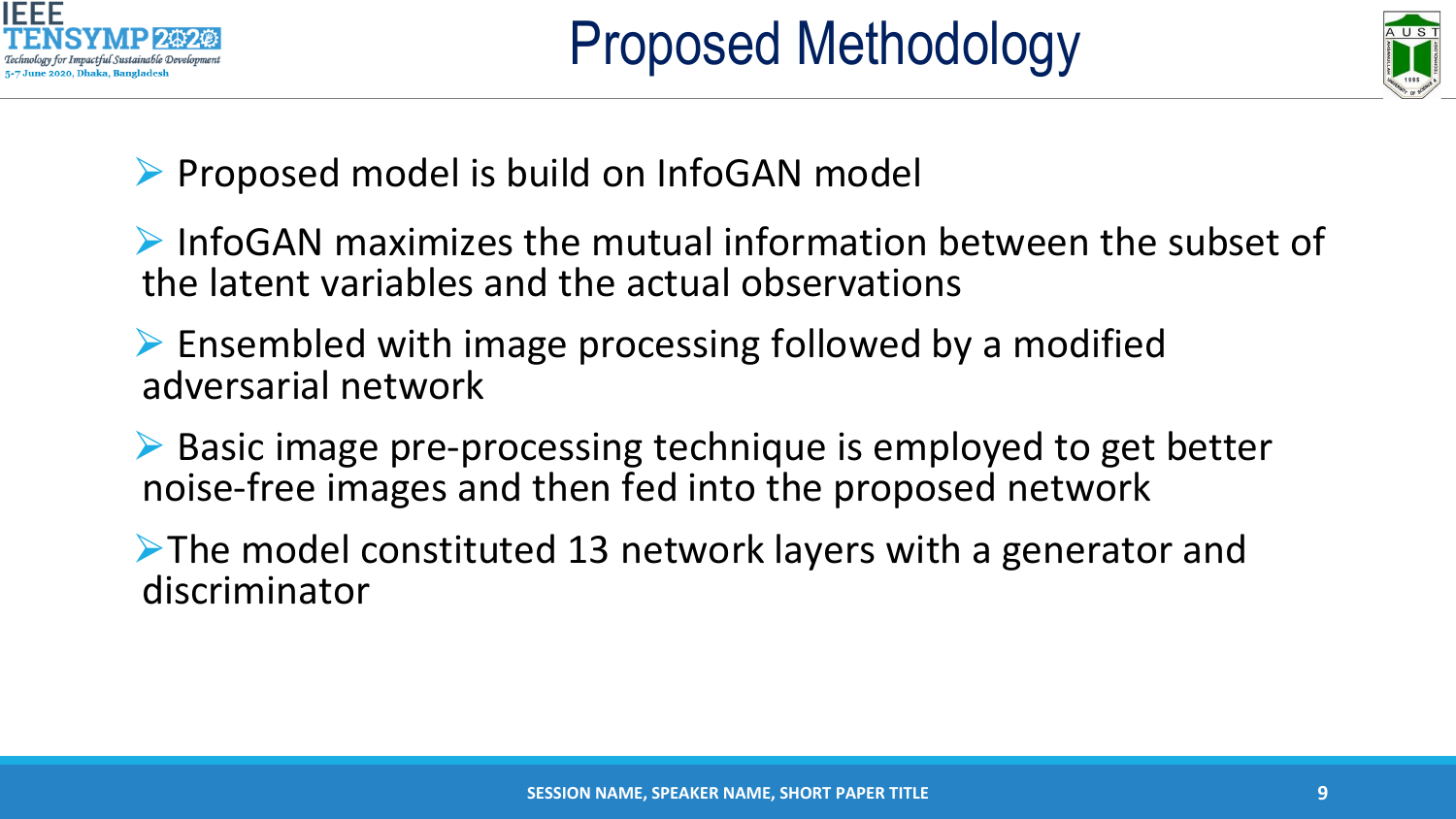# Proposed Methodology

- Proposed model is build on InfoGAN model
- InfoGAN maximizes the mutual information between the subset of the latent variables and the actual observations
- Ensembled with image processing followed by a modified adversarial network
- Basic image pre-processing technique is employed to get better noise-free images and then fed into the proposed network
- The model constituted 13 network layers with a generator and discriminator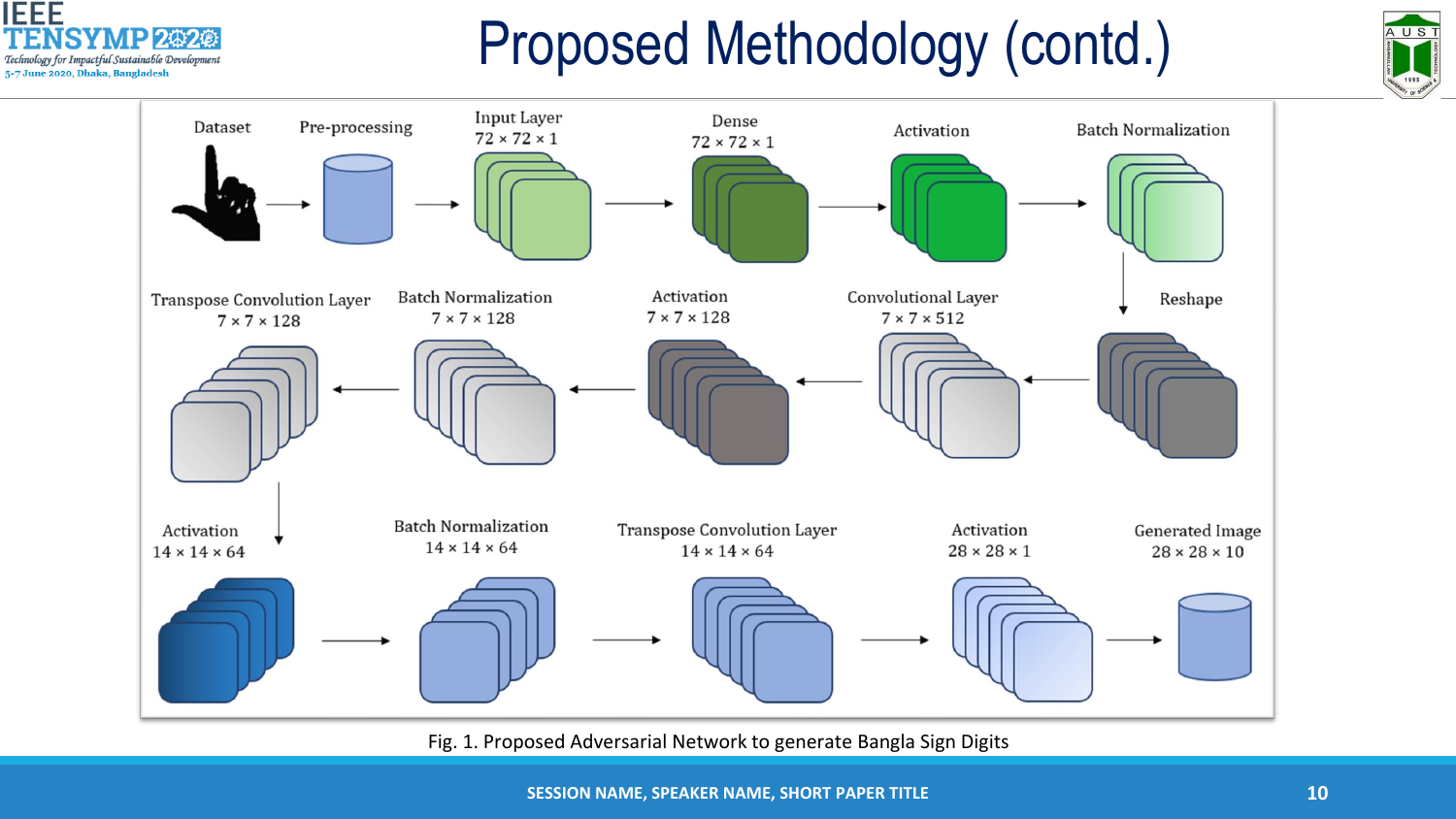# Proposed Methodology (contd.)

Dataset → Pre-processing → Input Layer $72 \times 72 \times 1$ → Dense $72 \times 72 \times 1$ → Activation → Batch Normalization → Reshape → Convolutional Layer $7 \times 7 \times 512$ → Activation $7 \times 7 \times 128$ → Batch Normalization $7 \times 7 \times 128$ → Transpose Convolution Layer $7 \times 7 \times 128$ → Activation $14 \times 14 \times 64$ → Batch Normalization $14 \times 14 \times 64$ → Transpose Convolution Layer $14 \times 14 \times 64$ → Activation $28 \times 28 \times 1$ → Generated Image $28 \times 28 \times 10$

Fig. 1. Proposed Adversarial Network to generate Bangla Sign Digits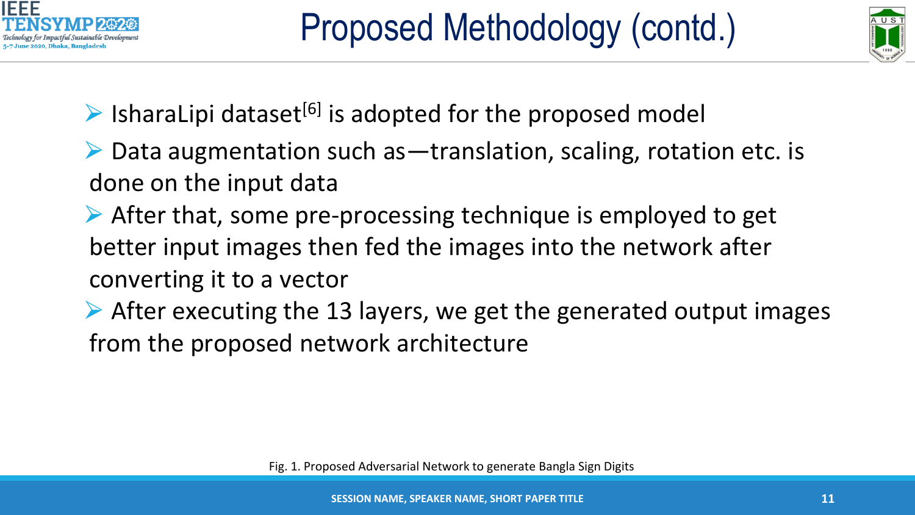# Proposed Methodology (contd.)

- IsharaLipi dataset[6] is adopted for the proposed model
- Data augmentation such as—translation, scaling, rotation etc. is done on the input data
- After that, some pre-processing technique is employed to get better input images then fed the images into the network after converting it to a vector
- After executing the 13 layers, we get the generated output images from the proposed network architecture

Fig. 1. Proposed Adversarial Network to generate Bangla Sign Digits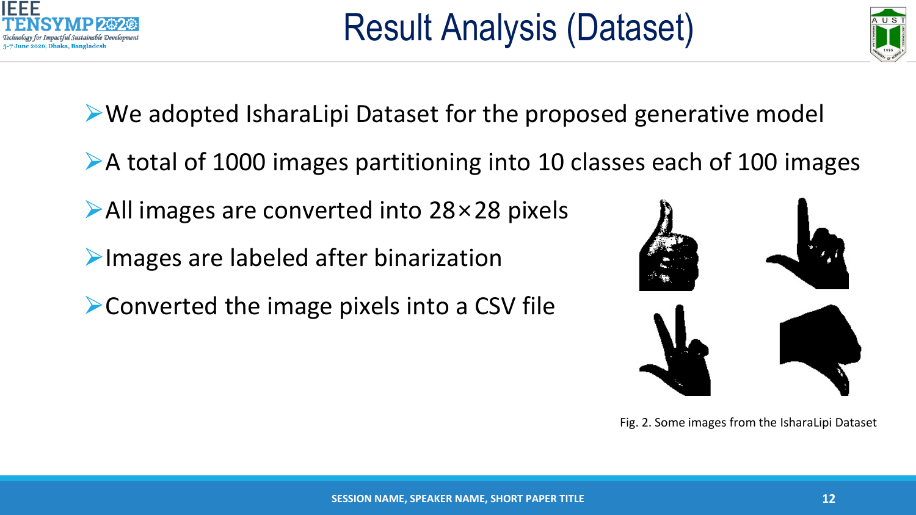# Result Analysis (Dataset)

- We adopted IsharaLipi Dataset for the proposed generative model
- A total of 1000 images partitioning into 10 classes each of 100 images
- All images are converted into $28 \times 28$ pixels
- Images are labeled after binarization
- Converted the image pixels into a CSV file

Fig. 2. Some images from the IsharaLipi Dataset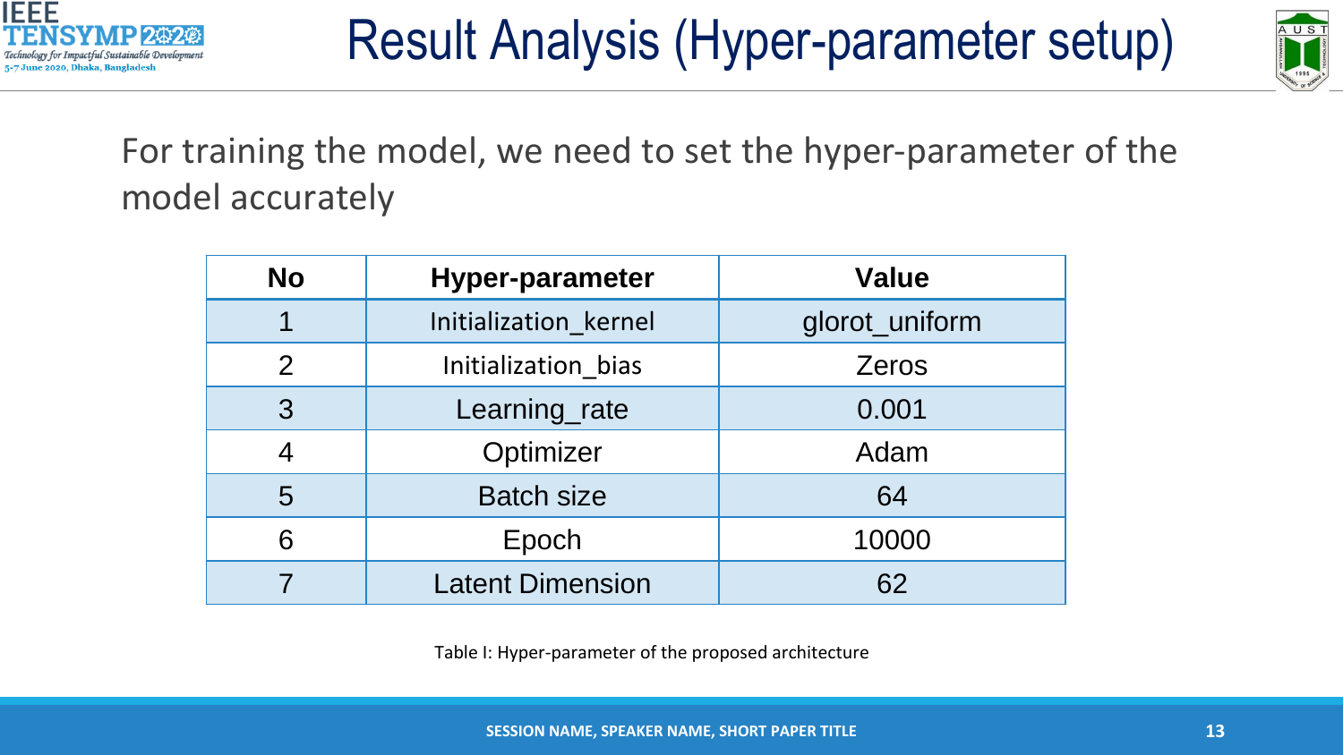# Result Analysis (Hyper-parameter setup)

For training the model, we need to set the hyper-parameter of the model accurately

| No | Hyper-parameter | Value |
|---|---|---|
| 1 | Initialization_kernel | glorot_uniform |
| 2 | Initialization_bias | Zeros |
| 3 | Learning_rate | 0.001 |
| 4 | Optimizer | Adam |
| 5 | Batch size | 64 |
| 6 | Epoch | 10000 |
| 7 | Latent Dimension | 62 |

Table I: Hyper-parameter of the proposed architecture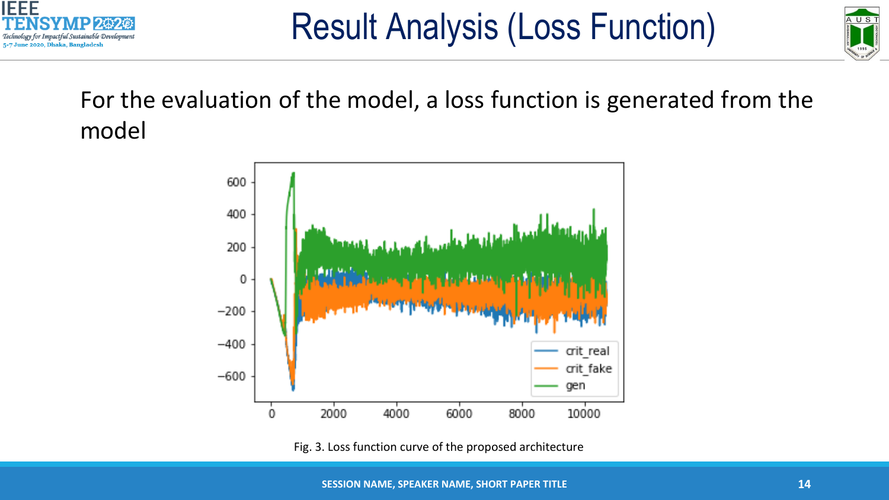# Result Analysis (Loss Function)

For the evaluation of the model, a loss function is generated from the model

Fig. 3. Loss function curve of the proposed architecture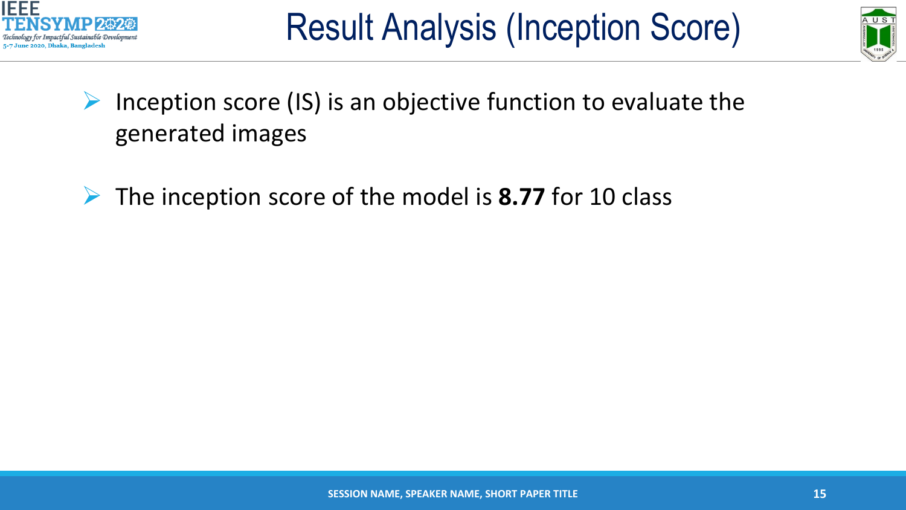# Result Analysis (Inception Score)

- Inception score (IS) is an objective function to evaluate the generated images
- The inception score of the model is **8.77** for 10 class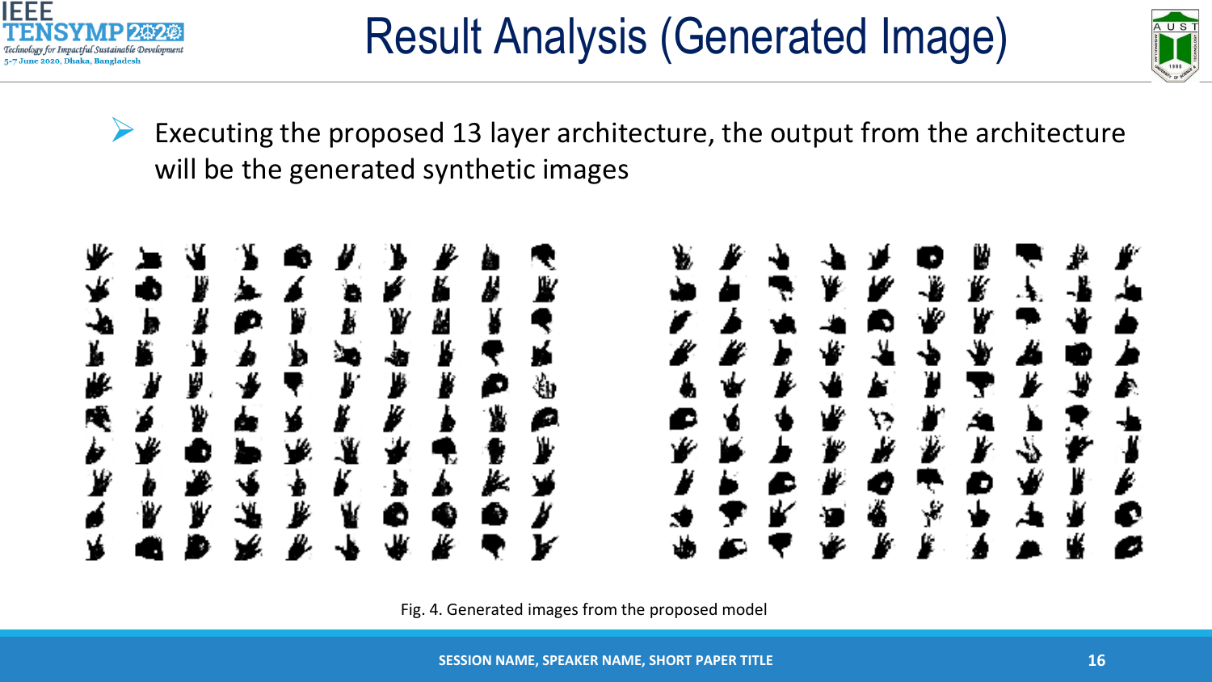# Result Analysis (Generated Image)

- Executing the proposed 13 layer architecture, the output from the architecture will be the generated synthetic images

Fig. 4. Generated images from the proposed model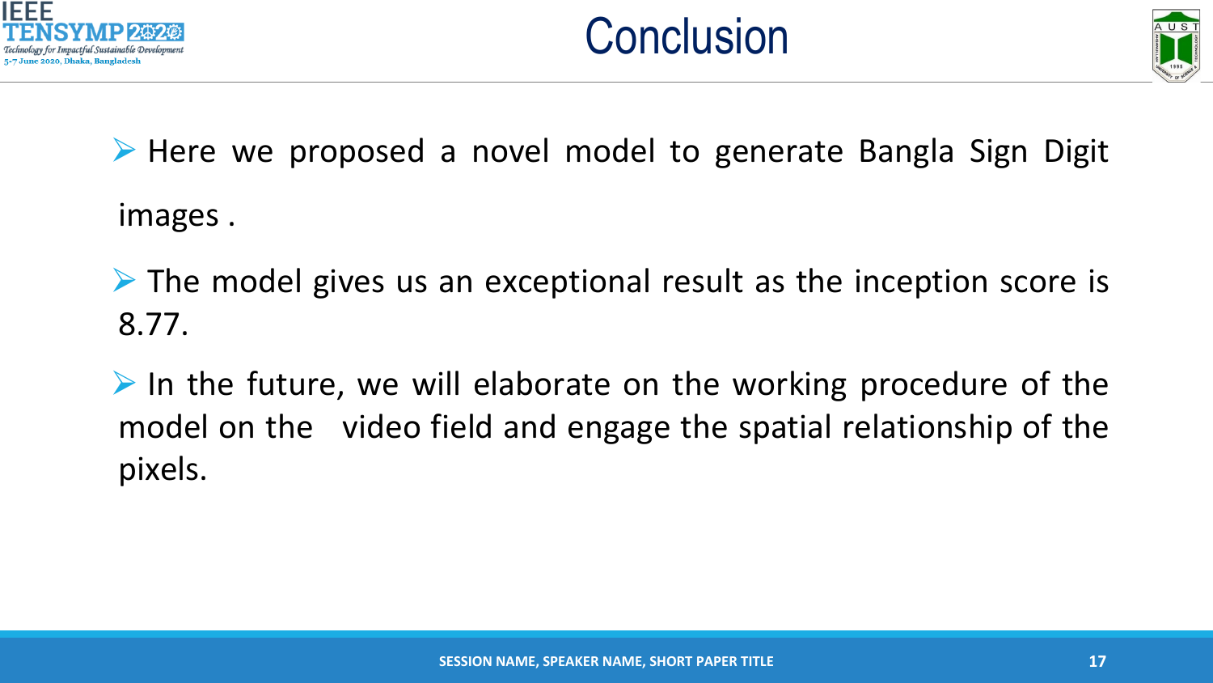# Conclusion

- Here we proposed a novel model to generate Bangla Sign Digit images .
- The model gives us an exceptional result as the inception score is 8.77.
- In the future, we will elaborate on the working procedure of the model on the video field and engage the spatial relationship of the pixels.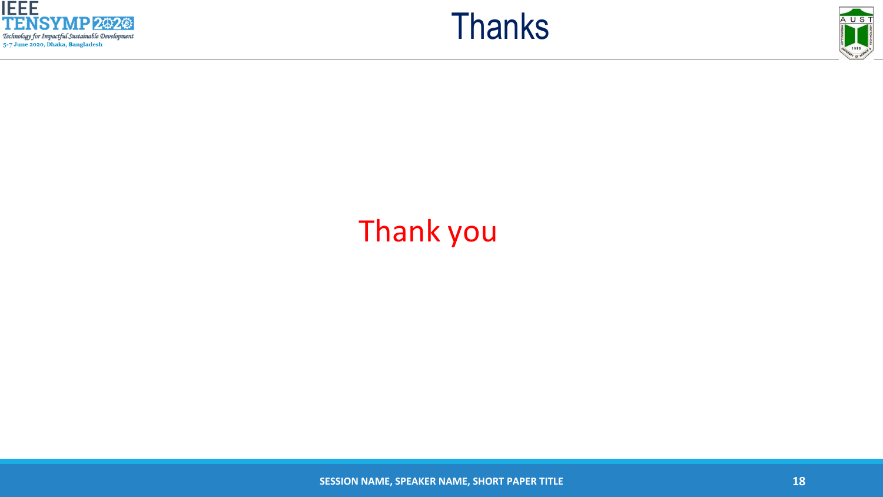# Thanks

Thank you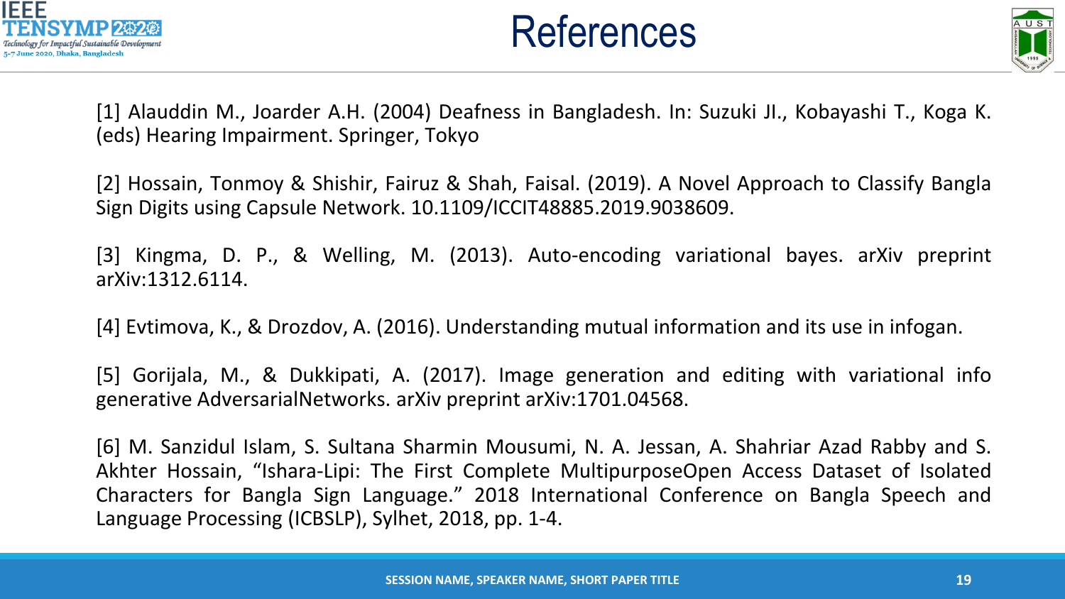# References

[1] Alauddin M., Joarder A.H. (2004) Deafness in Bangladesh. In: Suzuki JI., Kobayashi T., Koga K. (eds) Hearing Impairment. Springer, Tokyo

[2] Hossain, Tonmoy & Shishir, Fairuz & Shah, Faisal. (2019). A Novel Approach to Classify Bangla Sign Digits using Capsule Network. 10.1109/ICCIT48885.2019.9038609.

[3] Kingma, D. P., & Welling, M. (2013). Auto-encoding variational bayes. arXiv preprint arXiv:1312.6114.

[4] Evtimova, K., & Drozdov, A. (2016). Understanding mutual information and its use in infogan.

[5] Gorijala, M., & Dukkipati, A. (2017). Image generation and editing with variational info generative AdversarialNetworks. arXiv preprint arXiv:1701.04568.

[6] M. Sanzidul Islam, S. Sultana Sharmin Mousumi, N. A. Jessan, A. Shahriar Azad Rabby and S. Akhter Hossain, "Ishara-Lipi: The First Complete MultipurposeOpen Access Dataset of Isolated Characters for Bangla Sign Language." 2018 International Conference on Bangla Speech and Language Processing (ICBSLP), Sylhet, 2018, pp. 1-4.